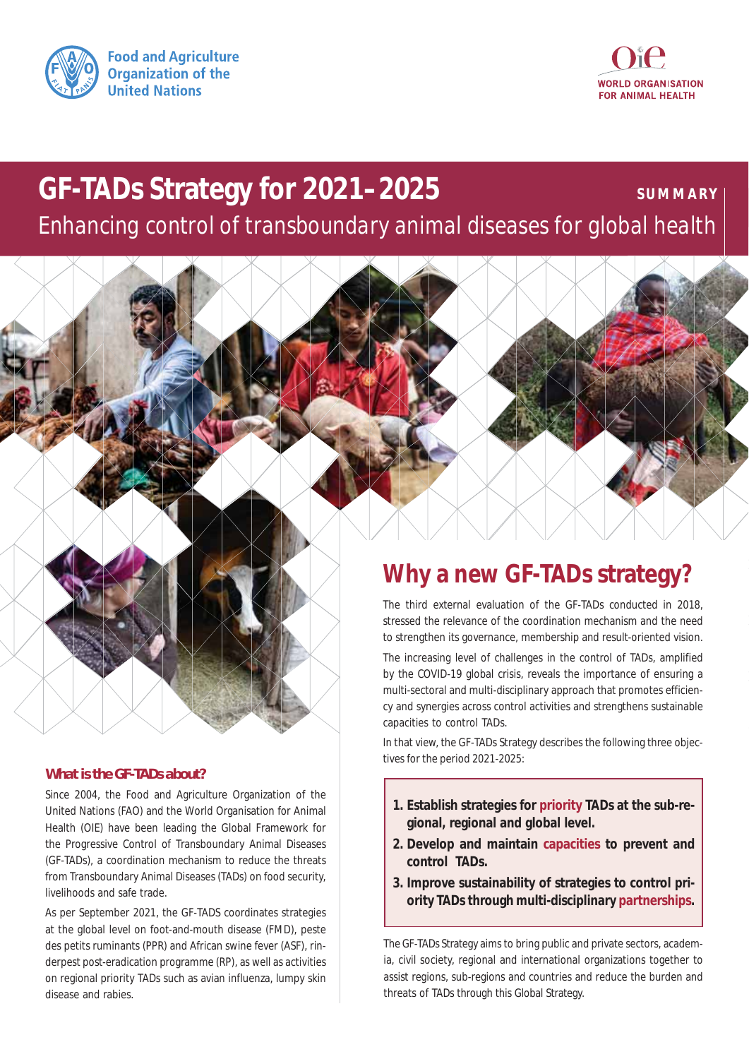Food and Agriculture Organization of the United Nations

WORLD ORGANISATION FOR ANIMAL HEALTH

# GF-TADs Strategy for 2021–2025

**SUMMARY**

Enhancing control of transboundary animal diseases for global health

## Why a new GF-TADs strategy?

The third external evaluation of the GF-TADs conducted in 2018, stressed the relevance of the coordination mechanism and the need to strengthen its governance, membership and result-oriented vision.

The increasing level of challenges in the control of TADs, amplified by the COVID-19 global crisis, reveals the importance of ensuring a multi-sectoral and multi-disciplinary approach that promotes efficiency and synergies across control activities and strengthens sustainable capacities to control TADs.

In that view, the GF-TADs Strategy describes the following three objectives for the period 2021-2025:

1. **Establish strategies for priority TADs at the sub-regional, regional and global level.**
2. **Develop and maintain capacities to prevent and control TADs.**
3. **Improve sustainability of strategies to control priority TADs through multi-disciplinary partnerships.**

The GF-TADs Strategy aims to bring public and private sectors, academia, civil society, regional and international organizations together to assist regions, sub-regions and countries and reduce the burden and threats of TADs through this Global Strategy.

### What is the GF-TADs about?

Since 2004, the Food and Agriculture Organization of the United Nations (FAO) and the World Organisation for Animal Health (OIE) have been leading the Global Framework for the Progressive Control of Transboundary Animal Diseases (GF-TADs), a coordination mechanism to reduce the threats from Transboundary Animal Diseases (TADs) on food security, livelihoods and safe trade.

As per September 2021, the GF-TADS coordinates strategies at the global level on foot-and-mouth disease (FMD), peste des petits ruminants (PPR) and African swine fever (ASF), rinderpest post-eradication programme (RP), as well as activities on regional priority TADs such as avian influenza, lumpy skin disease and rabies.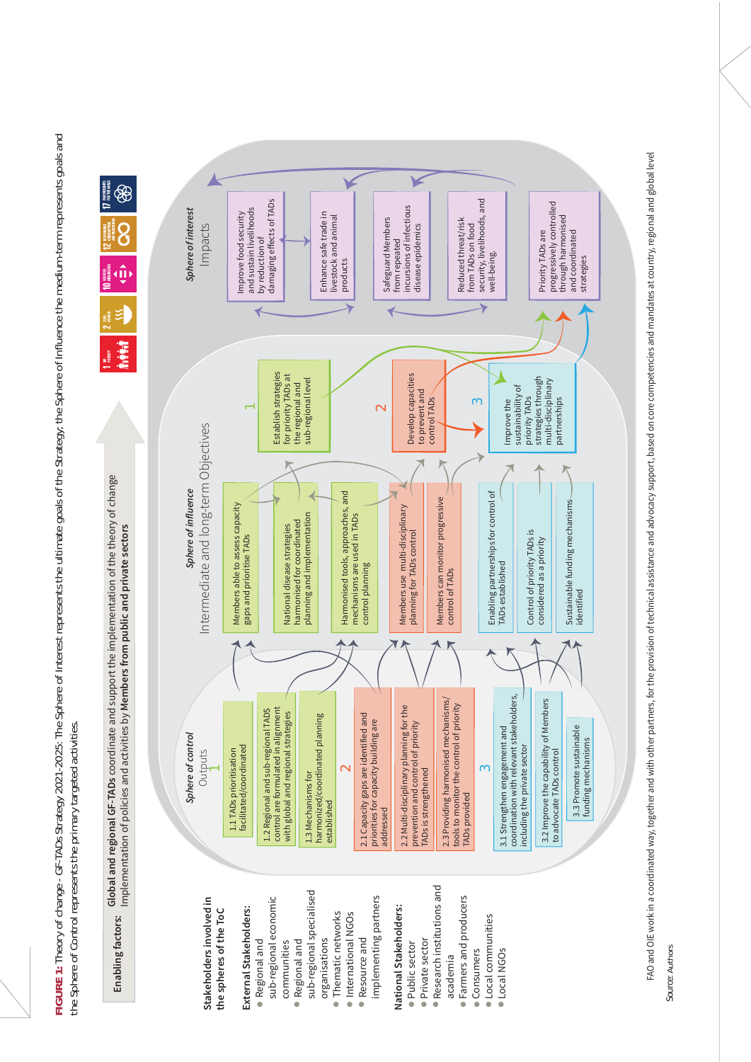**FIGURE 1:** Theory of change - GF-TADs Strategy 2021-2025: The Sphere of Interest represents the ultimate goals of the Strategy; the Sphere of Influence the medium-term represents goals and the Sphere of Control represents the primary targeted activities.

**Enabling factors:** **Global and regional GF-TADs** coordinate and support the implementation of the theory of change
Implementation of policies and activities by **Members from public and private sectors**

**Stakeholders involved in the spheres of the ToC**

**External Stakeholders:**

- Regional and sub-regional economic communities
- Regional and sub-regional specialised organisations
- Thematic networks
- International NGOs
- Resource and implementing partners

**National Stakeholders:**

- Public sector
- Private sector
- Research institutions and academia
- Farmers and producers
- Consumers
- Local communities
- Local NGOs

*Sphere of control*
Outputs

1

- 1.1 TADs prioritisation facilitated/coordinated
- 1.2 Regional and sub-regional TADS control are formulated in alignment with global and regional strategies
- 1.3 Mechanisms for harmonized/coordinated planning established

2

- 2.1 Capacity gaps are identified and priorities for capacity building are addressed
- 2.2 Multi-disciplinary planning for the prevention and control of priority TADs is strengthened
- 2.3 Providing harmonised mechanisms/tools to monitor the control of priority TADs provided

3

- 3.1 Strengthen engagement and coordination with relevant stakeholders, including the private sector
- 3.2 Improve the capability of Members to advocate TADs control
- 3.3 Promote sustainable funding mechanisms

*Sphere of influence*
Intermediate and long-term Objectives

- Members able to assess capacity gaps and prioritise TADs
- National disease strategies harmonised for coordinated planning and implementation
- Harmonised tools, approaches, and mechanisms are used in TADs control planning
- Members use multi-disciplinary planning for TADs control
- Members can monitor progressive control of TADs
- Enabling partnerships for control of TADs established
- Control of priority TADs is considered as a priority
- Sustainable funding mechanisms identified

1. Establish strategies for priority TADs at the regional and sub-regional level
2. Develop capacities to prevent and control TADs
3. Improve the sustainability of priority TADs strategies through multi-disciplinary partnerships

*Sphere of interest*
Impacts

- Improve food security and sustain livelihoods by reduction of damaging effects of TADs
- Enhance safe trade in livestock and animal products
- Safeguard Members from repeated incursions of infectious disease epidemics
- Reduced threat/risk from TADs on food security, livelihoods, and well-being
- Priority TADs are progressively controlled through harmonised and coordinated strategies

FAO and OIE work in a coordinated way, together and with other partners, for the provision of technical assistance and advocacy support, based on core competencies and mandates at country, regional and global level

Source: Authors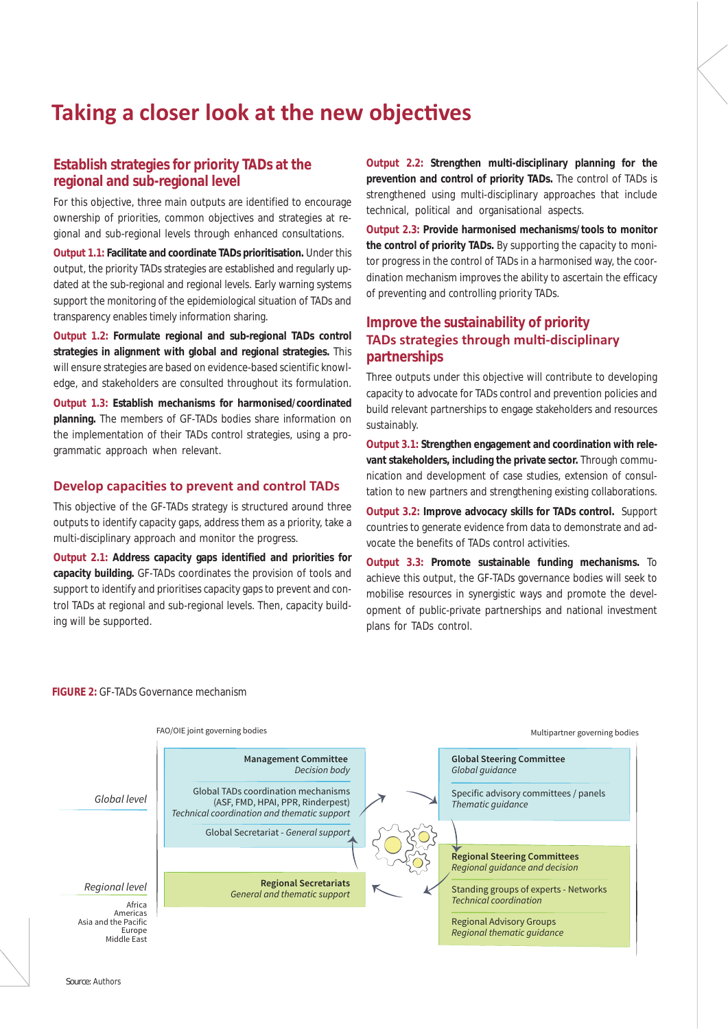# Taking a closer look at the new objectives

## Establish strategies for priority TADs at the regional and sub-regional level

For this objective, three main outputs are identified to encourage ownership of priorities, common objectives and strategies at regional and sub-regional levels through enhanced consultations.

**Output 1.1: Facilitate and coordinate TADs prioritisation.** Under this output, the priority TADs strategies are established and regularly updated at the sub-regional and regional levels. Early warning systems support the monitoring of the epidemiological situation of TADs and transparency enables timely information sharing.

**Output 1.2: Formulate regional and sub-regional TADs control strategies in alignment with global and regional strategies.** This will ensure strategies are based on evidence-based scientific knowledge, and stakeholders are consulted throughout its formulation.

**Output 1.3: Establish mechanisms for harmonised/coordinated planning.** The members of GF-TADs bodies share information on the implementation of their TADs control strategies, using a programmatic approach when relevant.

## Develop capacities to prevent and control TADs

This objective of the GF-TADs strategy is structured around three outputs to identify capacity gaps, address them as a priority, take a multi-disciplinary approach and monitor the progress.

**Output 2.1: Address capacity gaps identified and priorities for capacity building.** GF-TADs coordinates the provision of tools and support to identify and prioritises capacity gaps to prevent and control TADs at regional and sub-regional levels. Then, capacity building will be supported.

**Output 2.2: Strengthen multi-disciplinary planning for the prevention and control of priority TADs.** The control of TADs is strengthened using multi-disciplinary approaches that include technical, political and organisational aspects.

**Output 2.3: Provide harmonised mechanisms/tools to monitor the control of priority TADs.** By supporting the capacity to monitor progress in the control of TADs in a harmonised way, the coordination mechanism improves the ability to ascertain the efficacy of preventing and controlling priority TADs.

## Improve the sustainability of priority TADs strategies through multi-disciplinary partnerships

Three outputs under this objective will contribute to developing capacity to advocate for TADs control and prevention policies and build relevant partnerships to engage stakeholders and resources sustainably.

**Output 3.1: Strengthen engagement and coordination with relevant stakeholders, including the private sector.** Through communication and development of case studies, extension of consultation to new partners and strengthening existing collaborations.

**Output 3.2: Improve advocacy skills for TADs control.** Support countries to generate evidence from data to demonstrate and advocate the benefits of TADs control activities.

**Output 3.3: Promote sustainable funding mechanisms.** To achieve this output, the GF-TADs governance bodies will seek to mobilise resources in synergistic ways and promote the development of public-private partnerships and national investment plans for TADs control.

**FIGURE 2:** GF-TADs Governance mechanism

| | FAO/OIE joint governing bodies | Multipartner governing bodies |
|---|---|---|
| *Global level* | Management Committee – *Decision body*<br>Global TADs coordination mechanisms (ASF, FMD, HPAI, PPR, Rinderpest) – *Technical coordination and thematic support*<br>Global Secretariat - *General support* | Global Steering Committee – *Global guidance*<br>Specific advisory committees / panels – *Thematic guidance* |
| *Regional level*<br>Africa<br>Americas<br>Asia and the Pacific<br>Europe<br>Middle East | Regional Secretariats – *General and thematic support* | Regional Steering Committees – *Regional guidance and decision*<br>Standing groups of experts - Networks – *Technical coordination*<br>Regional Advisory Groups – *Regional thematic guidance* |

Source: Authors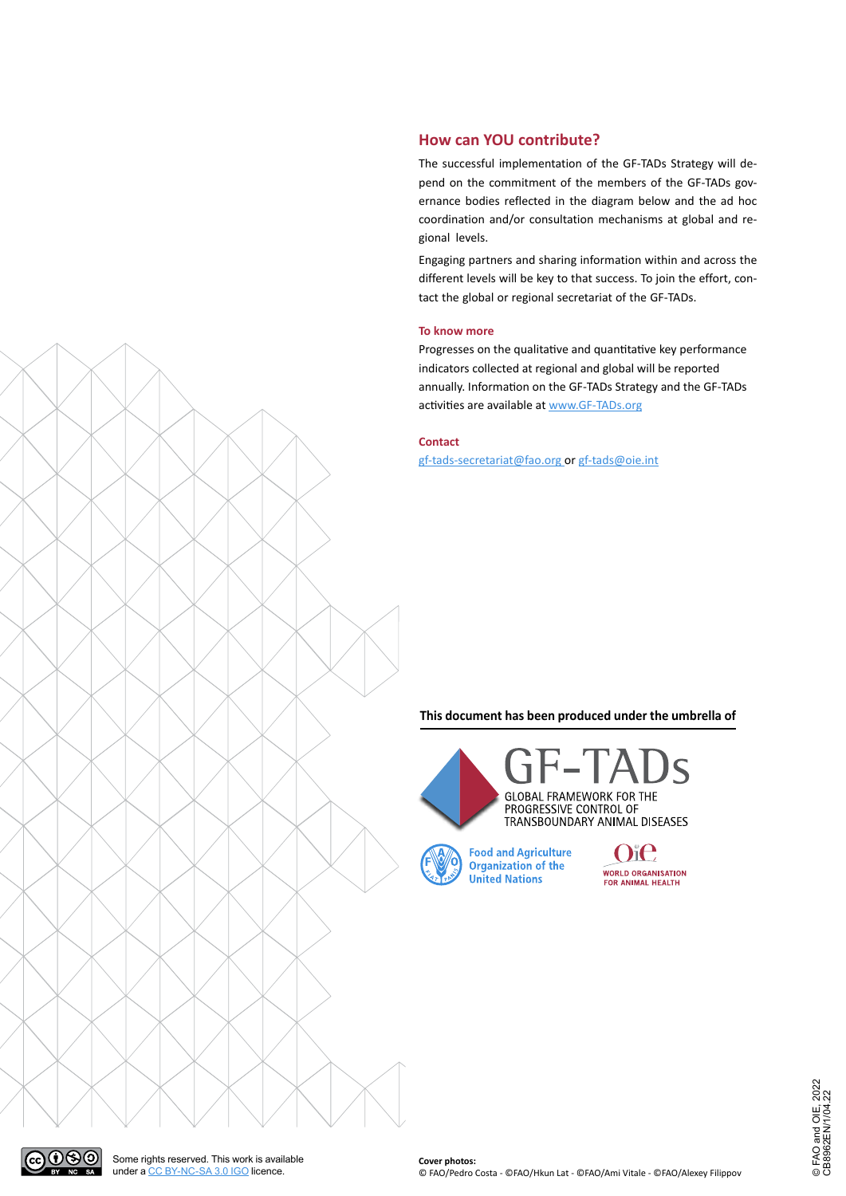## How can YOU contribute?

The successful implementation of the GF-TADs Strategy will depend on the commitment of the members of the GF-TADs governance bodies reflected in the diagram below and the ad hoc coordination and/or consultation mechanisms at global and regional levels.

Engaging partners and sharing information within and across the different levels will be key to that success. To join the effort, contact the global or regional secretariat of the GF-TADs.

### To know more

Progresses on the qualitative and quantitative key performance indicators collected at regional and global will be reported annually. Information on the GF-TADs Strategy and the GF-TADs activities are available at www.GF-TADs.org

### Contact

gf-tads-secretariat@fao.org or gf-tads@oie.int

**This document has been produced under the umbrella of**

GF-TADs
GLOBAL FRAMEWORK FOR THE PROGRESSIVE CONTROL OF TRANSBOUNDARY ANIMAL DISEASES

Food and Agriculture Organization of the United Nations

OIE
WORLD ORGANISATION FOR ANIMAL HEALTH

Some rights reserved. This work is available under a CC BY-NC-SA 3.0 IGO licence.

**Cover photos:**
© FAO/Pedro Costa - ©FAO/Hkun Lat - ©FAO/Ami Vitale - ©FAO/Alexey Filippov

© FAO and OIE, 2022
CB8962EN/1/04.22